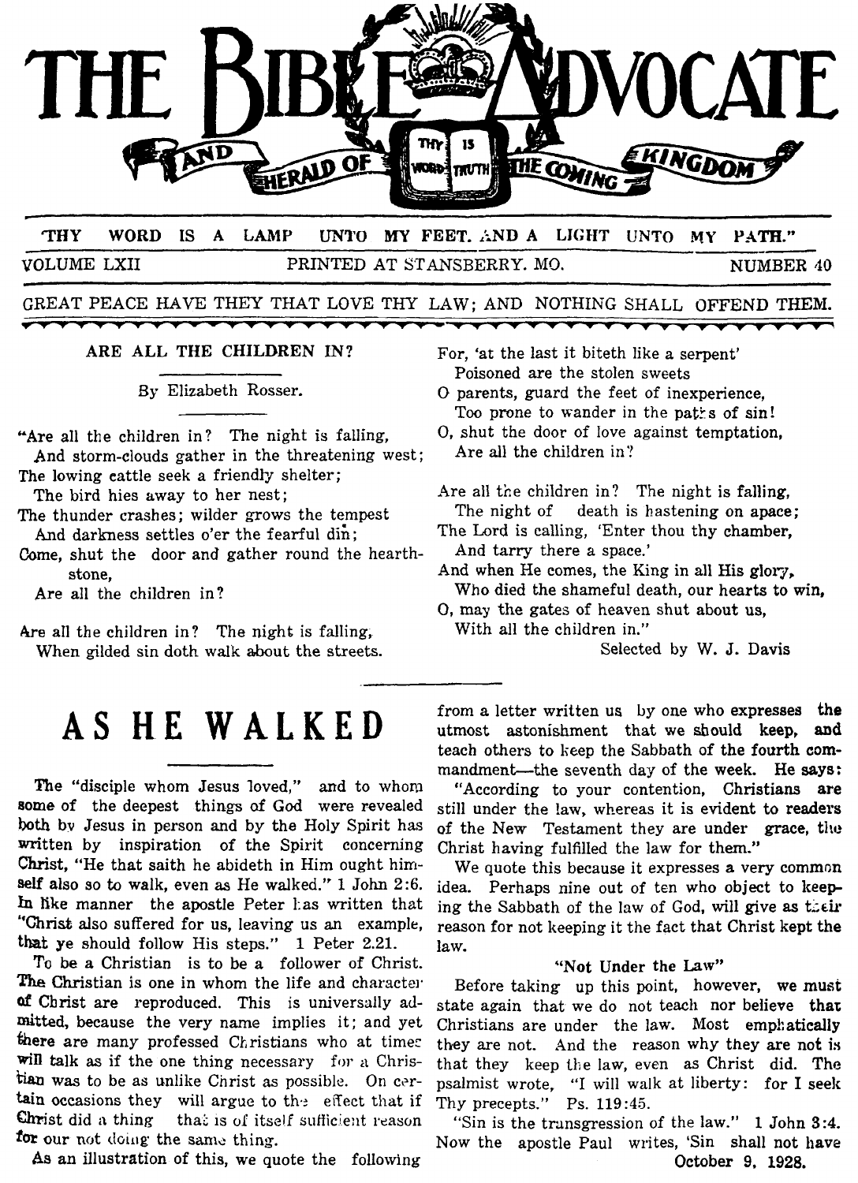# THE BIBLE ADVOCATE

AND HERALD OF THE COMING KINGDOM

"THY WORD IS A LAMP UNTO MY FEET. AND A LIGHT UNTO MY PATH."

VOLUME LXII — PRINTED AT STANSBERRY. MO. — NUMBER 40

GREAT PEACE HAVE THEY THAT LOVE THY LAW; AND NOTHING SHALL OFFEND THEM.

October 9, 1928.

### ARE ALL THE CHILDREN IN?

By Elizabeth Rosser.

"Are all the children in? The night is falling,
And storm-clouds gather in the threatening west;
The lowing cattle seek a friendly shelter;
The bird hies away to her nest;
The thunder crashes; wilder grows the tempest
And darkness settles o'er the fearful din;
Come, shut the door and gather round the hearthstone,
Are all the children in?

Are all the children in? The night is falling,
When gilded sin doth walk about the streets.
For, 'at the last it biteth like a serpent'
Poisoned are the stolen sweets
O parents, guard the feet of inexperience,
Too prone to wander in the paths of sin!
O, shut the door of love against temptation,
Are all the children in?

Are all the children in? The night is falling,
The night of death is hastening on apace;
The Lord is calling, 'Enter thou thy chamber,
And tarry there a space.'
And when He comes, the King in all His glory,
Who died the shameful death, our hearts to win,
O, may the gates of heaven shut about us,
With all the children in."

Selected by W. J. Davis

# AS HE WALKED

The "disciple whom Jesus loved," and to whom some of the deepest things of God were revealed both by Jesus in person and by the Holy Spirit has written by inspiration of the Spirit concerning Christ, "He that saith he abideth in Him ought himself also so to walk, even as He walked." 1 John 2:6. In like manner the apostle Peter has written that "Christ also suffered for us, leaving us an example, that ye should follow His steps." 1 Peter 2.21.

To be a Christian is to be a follower of Christ. The Christian is one in whom the life and character of Christ are reproduced. This is universally admitted, because the very name implies it; and yet there are many professed Christians who at times will talk as if the one thing necessary for a Christian was to be as unlike Christ as possible. On certain occasions they will argue to the effect that if Christ did a thing that is of itself sufficient reason for our not doing the same thing.

As an illustration of this, we quote the following from a letter written us by one who expresses the utmost astonishment that we should keep, and teach others to keep the Sabbath of the fourth commandment—the seventh day of the week. He says:

"According to your contention, Christians are still under the law, whereas it is evident to readers of the New Testament they are under grace, the Christ having fulfilled the law for them."

We quote this because it expresses a very common idea. Perhaps nine out of ten who object to keeping the Sabbath of the law of God, will give as their reason for not keeping it the fact that Christ kept the law.

#### "Not Under the Law"

Before taking up this point, however, we must state again that we do not teach nor believe that Christians are under the law. Most emphatically they are not. And the reason why they are not is that they keep the law, even as Christ did. The psalmist wrote, "I will walk at liberty: for I seek Thy precepts." Ps. 119:45.

"Sin is the transgression of the law." 1 John 3:4. Now the apostle Paul writes, 'Sin shall not have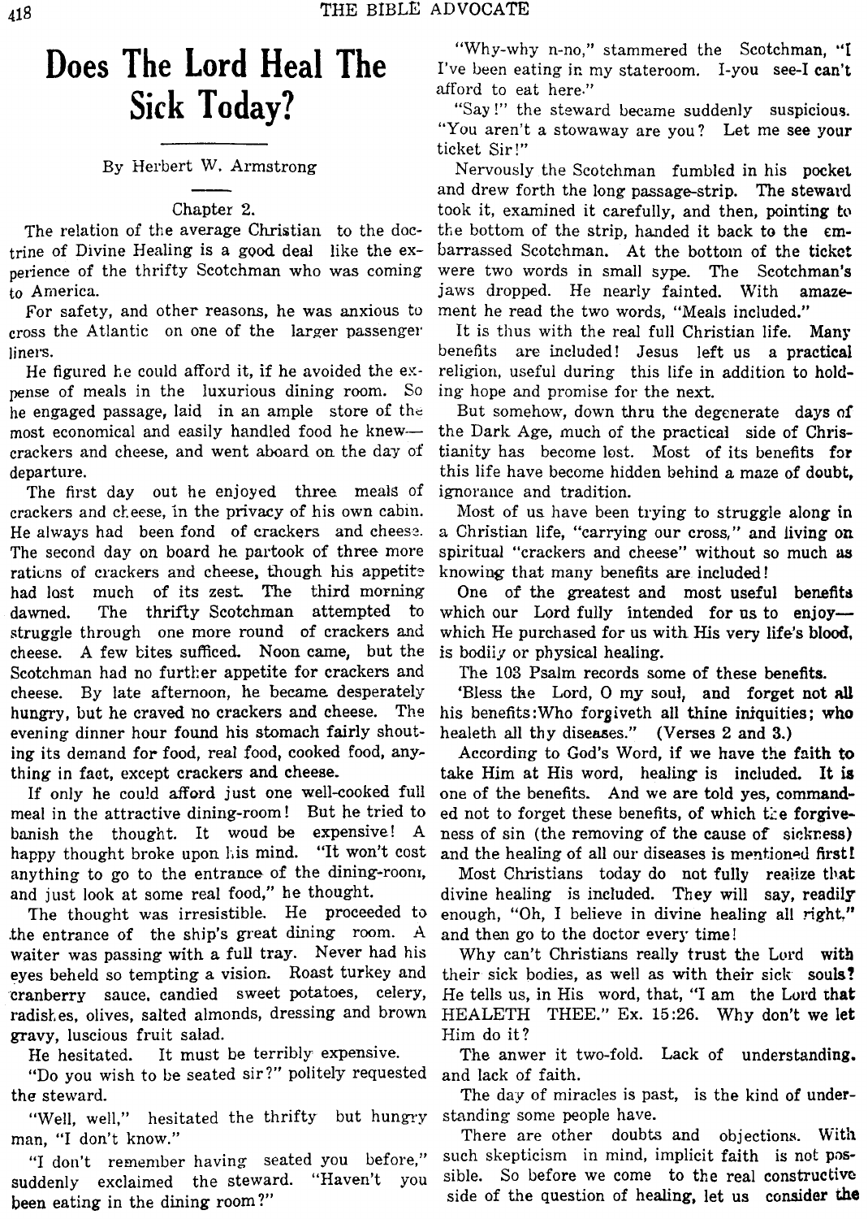# Does The Lord Heal The Sick Today?

By Herbert W. Armstrong

Chapter 2.

The relation of the average Christian to the doctrine of Divine Healing is a good deal like the experience of the thrifty Scotchman who was coming to America.

For safety, and other reasons, he was anxious to cross the Atlantic on one of the larger passenger liners.

He figured he could afford it, if he avoided the expense of meals in the luxurious dining room. So he engaged passage, laid in an ample store of the most economical and easily handled food he knew—crackers and cheese, and went aboard on the day of departure.

The first day out he enjoyed three meals of crackers and cheese, in the privacy of his own cabin. He always had been fond of crackers and cheese. The second day on board he partook of three more rations of crackers and cheese, though his appetite had lost much of its zest. The third morning dawned. The thrifty Scotchman attempted to struggle through one more round of crackers and cheese. A few bites sufficed. Noon came, but the Scotchman had no further appetite for crackers and cheese. By late afternoon, he became desperately hungry, but he craved no crackers and cheese. The evening dinner hour found his stomach fairly shouting its demand for food, real food, cooked food, anything in fact, except crackers and cheese.

If only he could afford just one well-cooked full meal in the attractive dining-room! But he tried to banish the thought. It woud be expensive! A happy thought broke upon his mind. "It won't cost anything to go to the entrance of the dining-room, and just look at some real food," he thought.

The thought was irresistible. He proceeded to the entrance of the ship's great dining room. A waiter was passing with a full tray. Never had his eyes beheld so tempting a vision. Roast turkey and cranberry sauce, candied sweet potatoes, celery, radishes, olives, salted almonds, dressing and brown gravy, luscious fruit salad.

He hesitated. It must be terribly expensive.

"Do you wish to be seated sir?" politely requested the steward.

"Well, well," hesitated the thrifty but hungry man, "I don't know."

"I don't remember having seated you before," suddenly exclaimed the steward. "Haven't you been eating in the dining room?"

"Why-why n-no," stammered the Scotchman, "I I've been eating in my stateroom. I-you see-I can't afford to eat here."

"Say!" the steward became suddenly suspicious. "You aren't a stowaway are you? Let me see your ticket Sir!"

Nervously the Scotchman fumbled in his pocket and drew forth the long passage-strip. The steward took it, examined it carefully, and then, pointing to the bottom of the strip, handed it back to the embarrassed Scotchman. At the bottom of the ticket were two words in small sype. The Scotchman's jaws dropped. He nearly fainted. With amazement he read the two words, "Meals included."

It is thus with the real full Christian life. Many benefits are included! Jesus left us a practical religion, useful during this life in addition to holding hope and promise for the next.

But somehow, down thru the degenerate days of the Dark Age, much of the practical side of Christianity has become lost. Most of its benefits for this life have become hidden behind a maze of doubt, ignorance and tradition.

Most of us have been trying to struggle along in a Christian life, "carrying our cross," and living on spiritual "crackers and cheese" without so much as knowing that many benefits are included!

One of the greatest and most useful benefits which our Lord fully intended for us to enjoy—which He purchased for us with His very life's blood, is bodily or physical healing.

The 103 Psalm records some of these benefits.

'Bless the Lord, O my soul, and forget not all his benefits:Who forgiveth all thine iniquities; who healeth all thy diseases." (Verses 2 and 3.)

According to God's Word, if we have the faith to take Him at His word, healing is included. It is one of the benefits. And we are told yes, commanded not to forget these benefits, of which the forgiveness of sin (the removing of the cause of sickness) and the healing of all our diseases is mentioned first!

Most Christians today do not fully realize that divine healing is included. They will say, readily enough, "Oh, I believe in divine healing all right," and then go to the doctor every time!

Why can't Christians really trust the Lord with their sick bodies, as well as with their sick souls? He tells us, in His word, that, "I am the Lord that HEALETH THEE." Ex. 15:26. Why don't we let Him do it?

The anwer it two-fold. Lack of understanding. and lack of faith.

The day of miracles is past, is the kind of understanding some people have.

There are other doubts and objections. With such skepticism in mind, implicit faith is not possible. So before we come to the real constructive side of the question of healing, let us consider the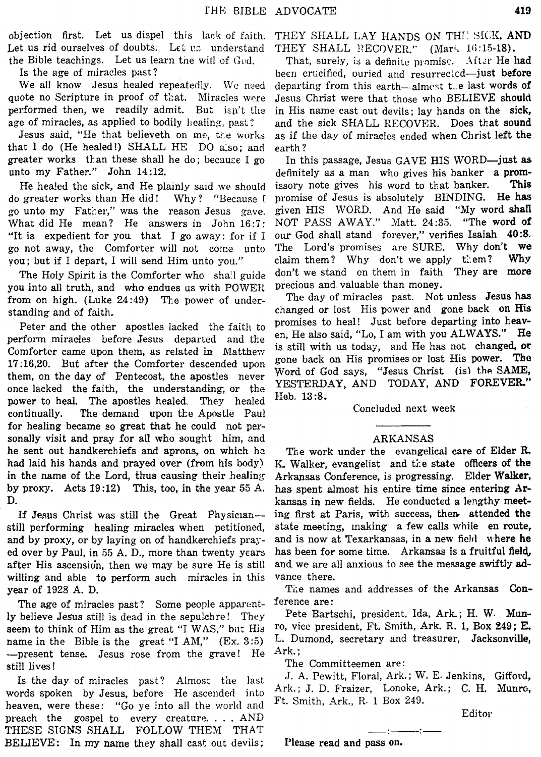objection first. Let us dispel this lack of faith. Let us rid ourselves of doubts. Let us understand the Bible teachings. Let us learn the will of God.

Is the age of miracles past?

We all know Jesus healed repeatedly. We need quote no Scripture in proof of that. Miracles were performed then, we readily admit. But isn't the age of miracles, as applied to bodily healing, past?

Jesus said, "He that believeth on me, the works that I do (He healed!) SHALL HE DO also; and greater works than these shall he do; because I go unto my Father." John 14:12.

He healed the sick, and He plainly said we should do greater works than He did! Why? "Because I go unto my Father," was the reason Jesus gave. What did He mean? He answers in John 16:7: "It is expedient for you that I go away: for if I go not away, the Comforter will not come unto you; but if I depart, I will send Him unto you."

The Holy Spirit is the Comforter who shall guide you into all truth, and who endues us with POWER from on high. (Luke 24:49) The power of understanding and of faith.

Peter and the other apostles lacked the faith to perform miracles before Jesus departed and the Comforter came upon them, as related in Matthew 17:16,20. But after the Comforter descended upon them, on the day of Pentecost, the apostles never once lacked the faith, the understanding, or the power to heal. The apostles healed. They healed continually. The demand upon the Apostle Paul for healing became so great that he could not personally visit and pray for all who sought him, and he sent out handkerchiefs and aprons, on which he had laid his hands and prayed over (from his body) in the name of the Lord, thus causing their healing by proxy. Acts 19:12) This, too, in the year 55 A. D.

If Jesus Christ was still the Great Physician—still performing healing miracles when petitioned, and by proxy, or by laying on of handkerchiefs prayed over by Paul, in 55 A. D., more than twenty years after His ascension, then we may be sure He is still willing and able to perform such miracles in this year of 1928 A. D.

The age of miracles past? Some people apparently believe Jesus still is dead in the sepulchre! They seem to think of Him as the great "I WAS," but His name in the Bible is the great "I AM," (Ex. 3:5)—present tense. Jesus rose from the grave! He still lives!

Is the day of miracles past? Almost the last words spoken by Jesus, before He ascended into heaven, were these: "Go ye into all the world and preach the gospel to every creature. . . . AND THESE SIGNS SHALL FOLLOW THEM THAT BELIEVE: In my name they shall cast out devils; THEY SHALL LAY HANDS ON THE SICK, AND THEY SHALL RECOVER." (Mark 16:15-18).

That, surely, is a definite promise. After He had been crucified, buried and resurrected—just before departing from this earth—almost the last words of Jesus Christ were that those who BELIEVE should in His name cast out devils; lay hands on the sick, and the sick SHALL RECOVER. Does that sound as if the day of miracles ended when Christ left the earth?

In this passage, Jesus GAVE HIS WORD—just as definitely as a man who gives his banker a promissory note gives his word to that banker. This promise of Jesus is absolutely BINDING. He has given HIS WORD. And He said "My word shall NOT PASS AWAY." Matt. 24:35. "The word of our God shall stand forever," verifies Isaiah 40:8. The Lord's promises are SURE. Why don't we claim them? Why don't we apply them? Why don't we stand on them in faith They are more precious and valuable than money.

The day of miracles past. Not unless Jesus has changed or lost His power and gone back on His promises to heal! Just before departing into heaven, He also said, "Lo, I am with you ALWAYS." He is still with us today, and He has not changed, or gone back on His promises or lost His power. The Word of God says, "Jesus Christ (is) the SAME, YESTERDAY, AND TODAY, AND FOREVER." Heb. 13:8.

Concluded next week

---

## ARKANSAS

The work under the evangelical care of Elder R. K. Walker, evangelist and the state officers of the Arkansas Conference, is progressing. Elder Walker, has spent almost his entire time since entering Arkansas in new fields. He conducted a lengthy meeting first at Paris, with success, then attended the state meeting, making a few calls while en route, and is now at Texarkansas, in a new field where he has been for some time. Arkansas is a fruitful field, and we are all anxious to see the message swiftly advance there.

The names and addresses of the Arkansas Conference are:

Pete Bartschi, president, Ida, Ark.; H. W. Munro, vice president, Ft. Smith, Ark. R. 1, Box 249; E. L. Dumond, secretary and treasurer, Jacksonville, Ark.;

The Committeemen are:

J. A. Pewitt, Floral, Ark.; W. E. Jenkins, Gifford, Ark.; J. D. Fraizer, Lonoke, Ark.; C. H. Munro, Ft. Smith, Ark., R. 1 Box 249.

Editor

---

**Please read and pass on.**